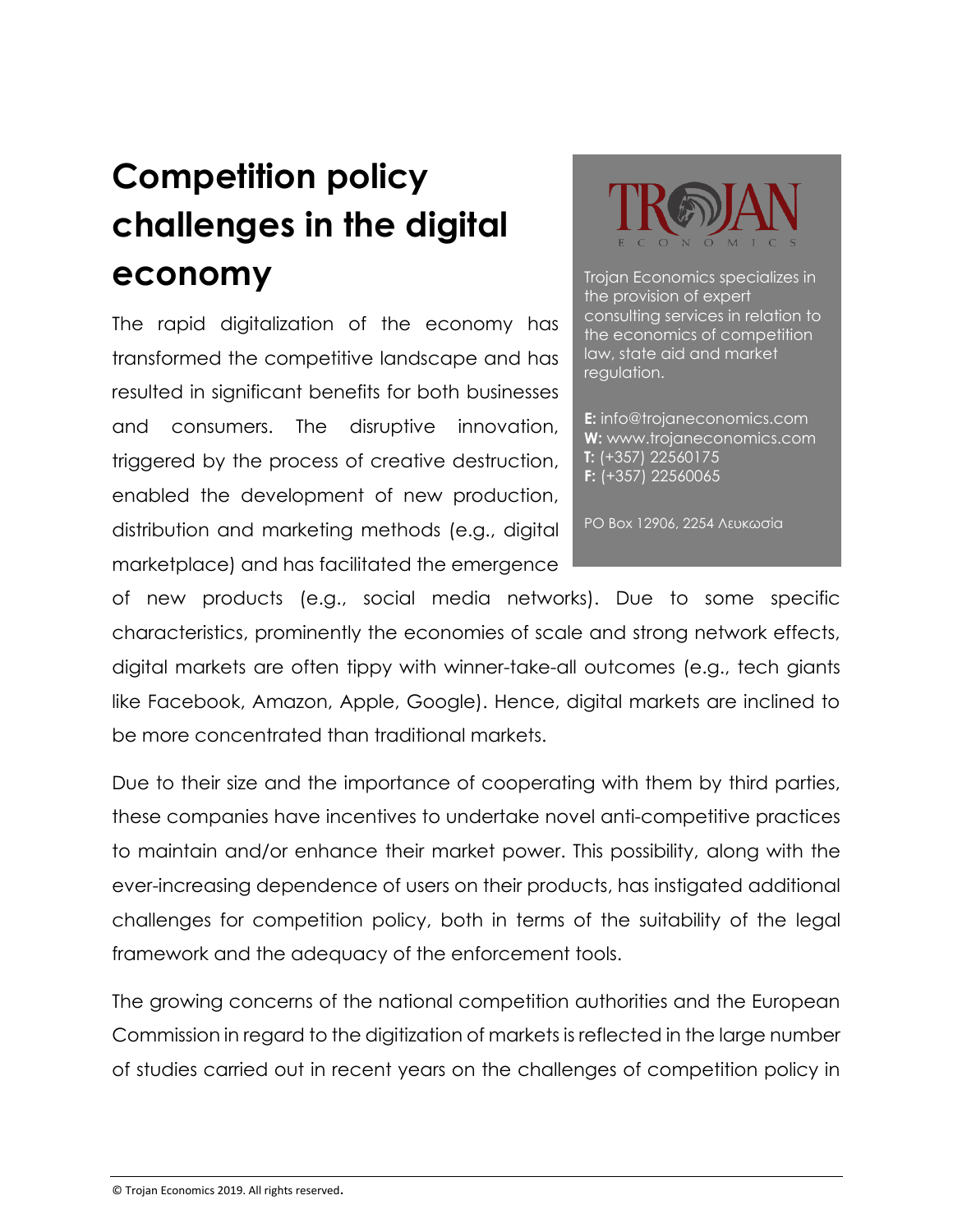# Competition policy challenges in the digital economy

The rapid digitalization of the economy has transformed the competitive landscape and has resulted in significant benefits for both businesses and consumers. The disruptive innovation, triggered by the process of creative destruction, enabled the development of new production, distribution and marketing methods (e.g., digital marketplace) and has facilitated the emergence of new products (e.g., social media networks). Due to some specific characteristics, prominently the economies of scale and strong network effects, digital markets are often tippy with winner-take-all outcomes (e.g., tech giants like Facebook, Amazon, Apple, Google). Hence, digital markets are inclined to be more concentrated than traditional markets.

Trojan Economics specializes in the provision of expert consulting services in relation to the economics of competition law, state aid and market regulation.

**E:** info@trojaneconomics.com
**W:** www.trojaneconomics.com
**T:** (+357) 22560175
**F:** (+357) 22560065

PO Box 12906, 2254 Λευκωσία

Due to their size and the importance of cooperating with them by third parties, these companies have incentives to undertake novel anti-competitive practices to maintain and/or enhance their market power. This possibility, along with the ever-increasing dependence of users on their products, has instigated additional challenges for competition policy, both in terms of the suitability of the legal framework and the adequacy of the enforcement tools.

The growing concerns of the national competition authorities and the European Commission in regard to the digitization of markets is reflected in the large number of studies carried out in recent years on the challenges of competition policy in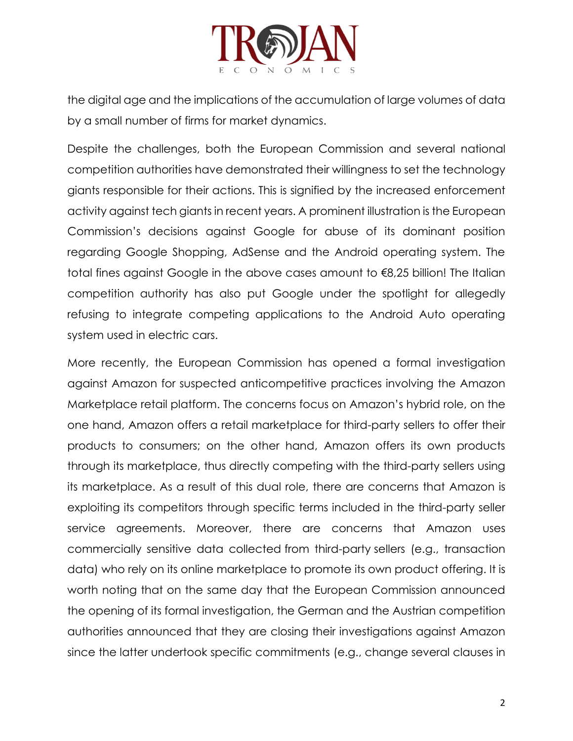the digital age and the implications of the accumulation of large volumes of data by a small number of firms for market dynamics.

Despite the challenges, both the European Commission and several national competition authorities have demonstrated their willingness to set the technology giants responsible for their actions. This is signified by the increased enforcement activity against tech giants in recent years. A prominent illustration is the European Commission's decisions against Google for abuse of its dominant position regarding Google Shopping, AdSense and the Android operating system. The total fines against Google in the above cases amount to €8,25 billion! The Italian competition authority has also put Google under the spotlight for allegedly refusing to integrate competing applications to the Android Auto operating system used in electric cars.

More recently, the European Commission has opened a formal investigation against Amazon for suspected anticompetitive practices involving the Amazon Marketplace retail platform. The concerns focus on Amazon's hybrid role, on the one hand, Amazon offers a retail marketplace for third-party sellers to offer their products to consumers; on the other hand, Amazon offers its own products through its marketplace, thus directly competing with the third-party sellers using its marketplace. As a result of this dual role, there are concerns that Amazon is exploiting its competitors through specific terms included in the third-party seller service agreements. Moreover, there are concerns that Amazon uses commercially sensitive data collected from third-party sellers (e.g., transaction data) who rely on its online marketplace to promote its own product offering. It is worth noting that on the same day that the European Commission announced the opening of its formal investigation, the German and the Austrian competition authorities announced that they are closing their investigations against Amazon since the latter undertook specific commitments (e.g., change several clauses in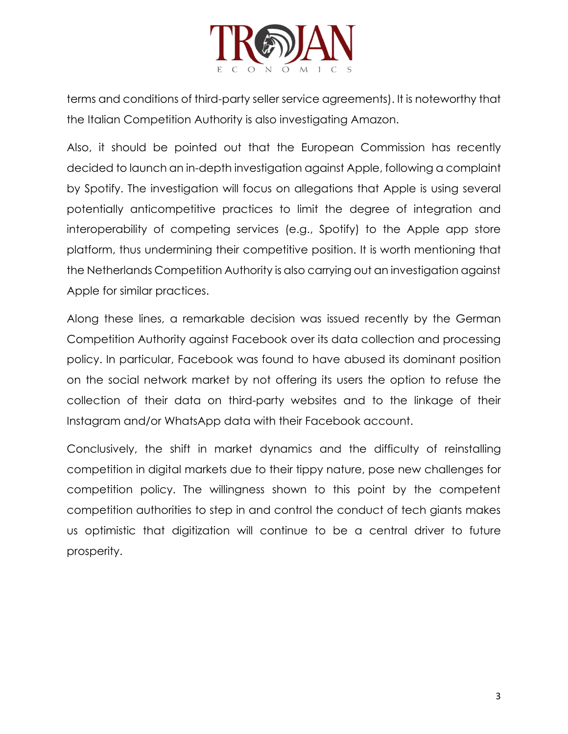terms and conditions of third-party seller service agreements). It is noteworthy that the Italian Competition Authority is also investigating Amazon.

Also, it should be pointed out that the European Commission has recently decided to launch an in-depth investigation against Apple, following a complaint by Spotify. The investigation will focus on allegations that Apple is using several potentially anticompetitive practices to limit the degree of integration and interoperability of competing services (e.g., Spotify) to the Apple app store platform, thus undermining their competitive position. It is worth mentioning that the Netherlands Competition Authority is also carrying out an investigation against Apple for similar practices.

Along these lines, a remarkable decision was issued recently by the German Competition Authority against Facebook over its data collection and processing policy. In particular, Facebook was found to have abused its dominant position on the social network market by not offering its users the option to refuse the collection of their data on third-party websites and to the linkage of their Instagram and/or WhatsApp data with their Facebook account.

Conclusively, the shift in market dynamics and the difficulty of reinstalling competition in digital markets due to their tippy nature, pose new challenges for competition policy. The willingness shown to this point by the competent competition authorities to step in and control the conduct of tech giants makes us optimistic that digitization will continue to be a central driver to future prosperity.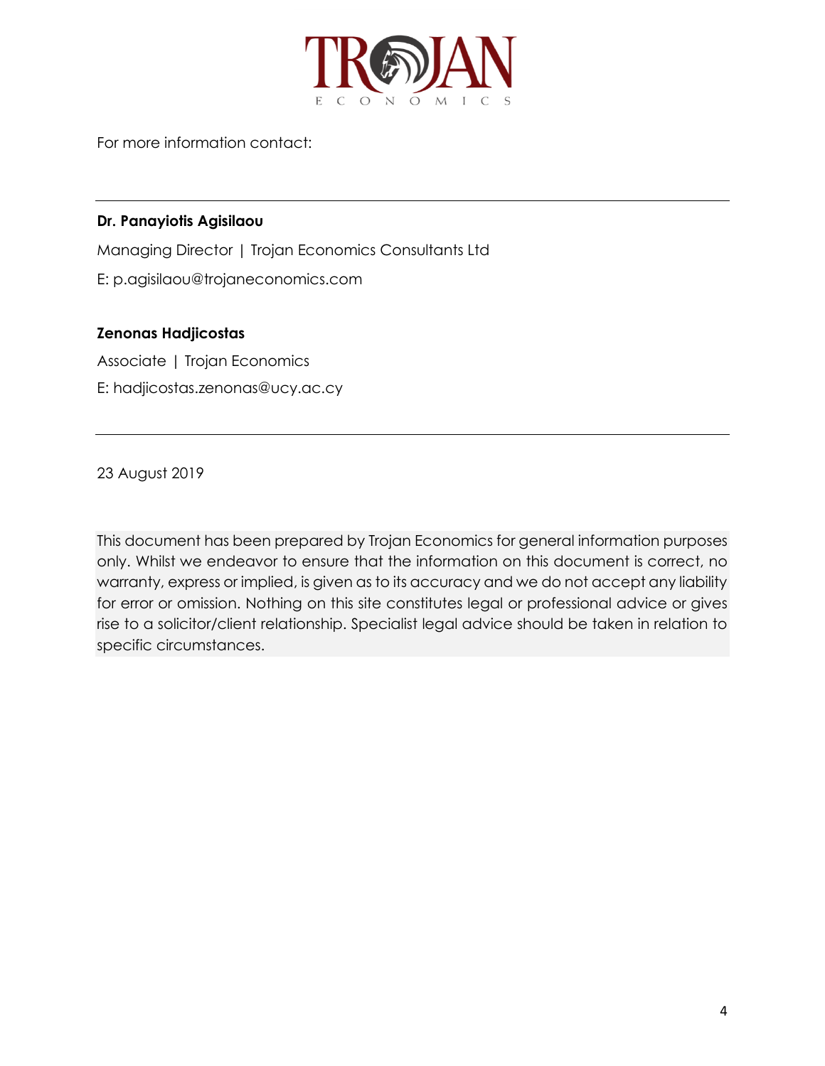For more information contact:

---

**Dr. Panayiotis Agisilaou**

Managing Director | Trojan Economics Consultants Ltd

E: p.agisilaou@trojaneconomics.com

**Zenonas Hadjicostas**

Associate | Trojan Economics

E: hadjicostas.zenonas@ucy.ac.cy

---

23 August 2019

This document has been prepared by Trojan Economics for general information purposes only. Whilst we endeavor to ensure that the information on this document is correct, no warranty, express or implied, is given as to its accuracy and we do not accept any liability for error or omission. Nothing on this site constitutes legal or professional advice or gives rise to a solicitor/client relationship. Specialist legal advice should be taken in relation to specific circumstances.